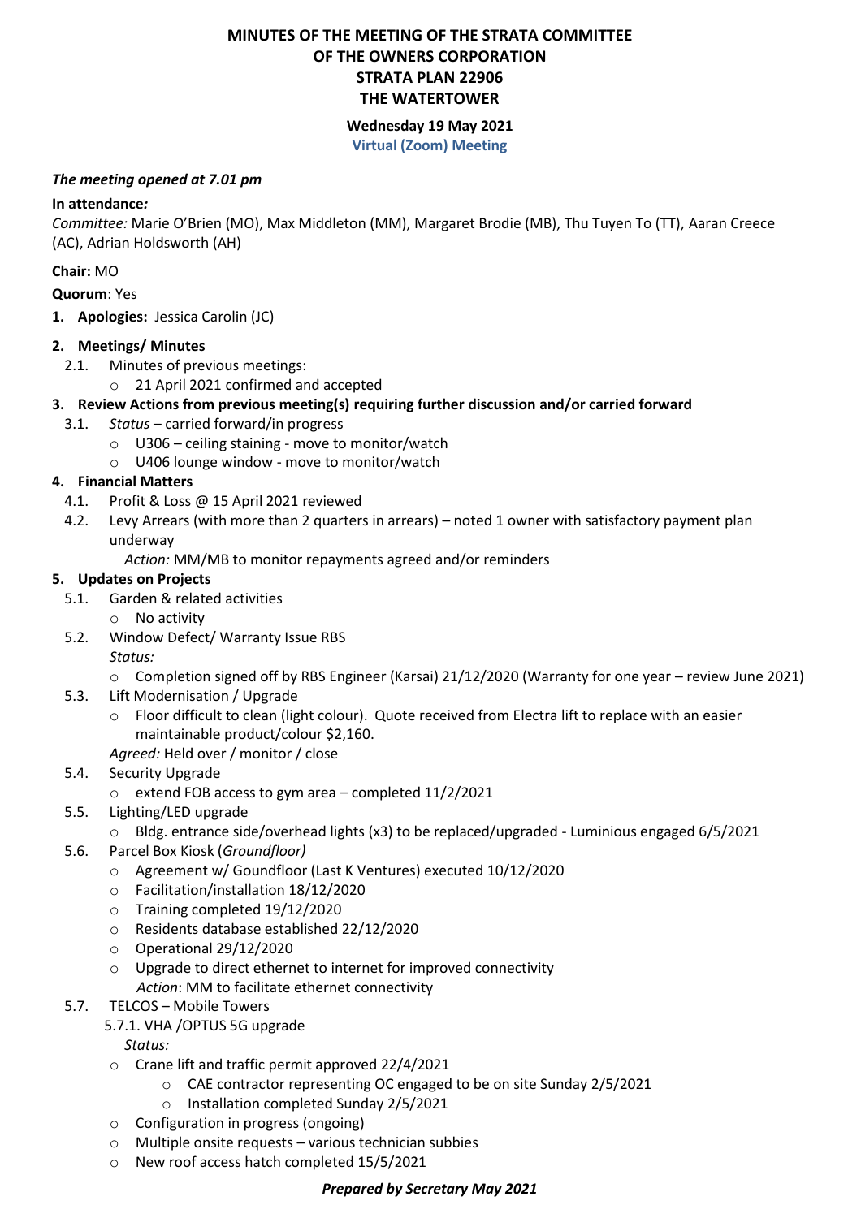# MINUTES OF THE MEETING OF THE STRATA COMMITTEE OF THE OWNERS CORPORATION STRATA PLAN 22906 THE WATERTOWER

**Wednesday 19 May 2021**

**Virtual (Zoom) Meeting**

***The meeting opened at 7.01 pm***

**In attendance*:***

*Committee:* Marie O'Brien (MO), Max Middleton (MM), Margaret Brodie (MB), Thu Tuyen To (TT), Aaran Creece (AC), Adrian Holdsworth (AH)

**Chair:** MO

**Quorum**: Yes

1. **Apologies:** Jessica Carolin (JC)

2. **Meetings/ Minutes**
   - 2.1. Minutes of previous meetings:
     - 21 April 2021 confirmed and accepted

3. **Review Actions from previous meeting(s) requiring further discussion and/or carried forward**
   - 3.1. *Status* – carried forward/in progress
     - U306 – ceiling staining - move to monitor/watch
     - U406 lounge window - move to monitor/watch

4. **Financial Matters**
   - 4.1. Profit & Loss @ 15 April 2021 reviewed
   - 4.2. Levy Arrears (with more than 2 quarters in arrears) – noted 1 owner with satisfactory payment plan underway

     *Action:* MM/MB to monitor repayments agreed and/or reminders

5. **Updates on Projects**
   - 5.1. Garden & related activities
     - No activity
   - 5.2. Window Defect/ Warranty Issue RBS

     *Status:*
     - Completion signed off by RBS Engineer (Karsai) 21/12/2020 (Warranty for one year – review June 2021)
   - 5.3. Lift Modernisation / Upgrade
     - Floor difficult to clean (light colour). Quote received from Electra lift to replace with an easier maintainable product/colour $2,160.

     *Agreed:* Held over / monitor / close
   - 5.4. Security Upgrade
     - extend FOB access to gym area – completed 11/2/2021
   - 5.5. Lighting/LED upgrade
     - Bldg. entrance side/overhead lights (x3) to be replaced/upgraded - Luminious engaged 6/5/2021
   - 5.6. Parcel Box Kiosk (*Groundfloor)*
     - Agreement w/ Goundfloor (Last K Ventures) executed 10/12/2020
     - Facilitation/installation 18/12/2020
     - Training completed 19/12/2020
     - Residents database established 22/12/2020
     - Operational 29/12/2020
     - Upgrade to direct ethernet to internet for improved connectivity

       *Action*: MM to facilitate ethernet connectivity
   - 5.7. TELCOS – Mobile Towers
     - 5.7.1. VHA /OPTUS 5G upgrade

       *Status:*
       - Crane lift and traffic permit approved 22/4/2021
         - CAE contractor representing OC engaged to be on site Sunday 2/5/2021
         - Installation completed Sunday 2/5/2021
       - Configuration in progress (ongoing)
       - Multiple onsite requests – various technician subbies
       - New roof access hatch completed 15/5/2021

***Prepared by Secretary May 2021***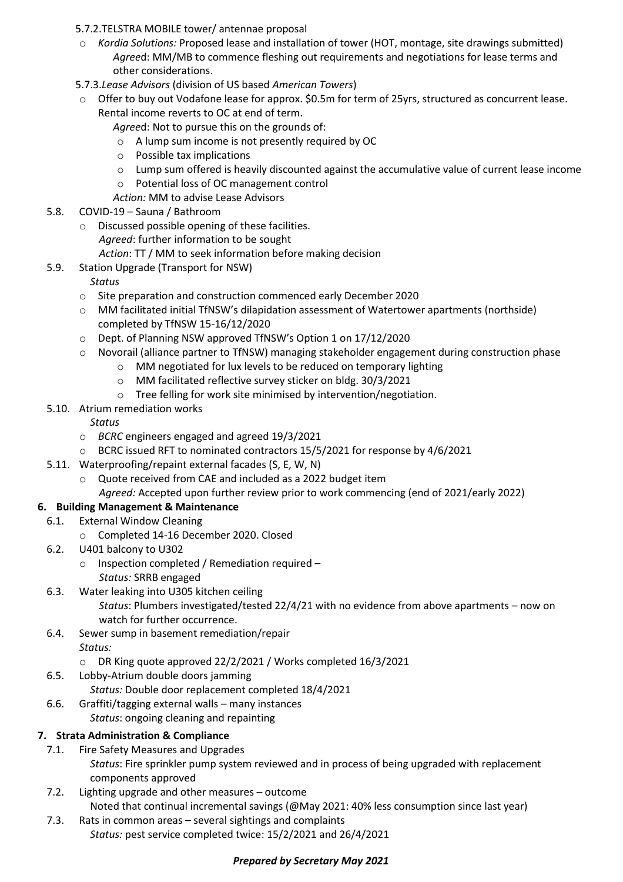- 5.7.2. TELSTRA MOBILE tower/ antennae proposal
  - *Kordia Solutions:* Proposed lease and installation of tower (HOT, montage, site drawings submitted)
    *Agree*d: MM/MB to commence fleshing out requirements and negotiations for lease terms and other considerations.
- 5.7.3. *Lease Advisors* (division of US based *American Towers*)
  - Offer to buy out Vodafone lease for approx. $0.5m for term of 25yrs, structured as concurrent lease. Rental income reverts to OC at end of term.
    *Agree*d: Not to pursue this on the grounds of:
    - A lump sum income is not presently required by OC
    - Possible tax implications
    - Lump sum offered is heavily discounted against the accumulative value of current lease income
    - Potential loss of OC management control

    *Action:* MM to advise Lease Advisors
- 5.8. COVID-19 – Sauna / Bathroom
  - Discussed possible opening of these facilities.
    *Agreed*: further information to be sought
    *Action*: TT / MM to seek information before making decision
- 5.9. Station Upgrade (Transport for NSW)
  *Status*
  - Site preparation and construction commenced early December 2020
  - MM facilitated initial TfNSW's dilapidation assessment of Watertower apartments (northside) completed by TfNSW 15-16/12/2020
  - Dept. of Planning NSW approved TfNSW's Option 1 on 17/12/2020
  - Novorail (alliance partner to TfNSW) managing stakeholder engagement during construction phase
    - MM negotiated for lux levels to be reduced on temporary lighting
    - MM facilitated reflective survey sticker on bldg. 30/3/2021
    - Tree felling for work site minimised by intervention/negotiation.
- 5.10. Atrium remediation works
  *Status*
  - *BCRC* engineers engaged and agreed 19/3/2021
  - BCRC issued RFT to nominated contractors 15/5/2021 for response by 4/6/2021
- 5.11. Waterproofing/repaint external facades (S, E, W, N)
  - Quote received from CAE and included as a 2022 budget item
    *Agreed:* Accepted upon further review prior to work commencing (end of 2021/early 2022)

## 6. Building Management & Maintenance

- 6.1. External Window Cleaning
  - Completed 14-16 December 2020. Closed
- 6.2. U401 balcony to U302
  - Inspection completed / Remediation required –
    *Status:* SRRB engaged
- 6.3. Water leaking into U305 kitchen ceiling
  *Status*: Plumbers investigated/tested 22/4/21 with no evidence from above apartments – now on watch for further occurrence.
- 6.4. Sewer sump in basement remediation/repair
  *Status:*
  - DR King quote approved 22/2/2021 / Works completed 16/3/2021
- 6.5. Lobby-Atrium double doors jamming
  *Status:* Double door replacement completed 18/4/2021
- 6.6. Graffiti/tagging external walls – many instances
  *Status*: ongoing cleaning and repainting

## 7. Strata Administration & Compliance

- 7.1. Fire Safety Measures and Upgrades
  *Status*: Fire sprinkler pump system reviewed and in process of being upgraded with replacement components approved
- 7.2. Lighting upgrade and other measures – outcome
  Noted that continual incremental savings (@May 2021: 40% less consumption since last year)
- 7.3. Rats in common areas – several sightings and complaints
  *Status:* pest service completed twice: 15/2/2021 and 26/4/2021

***Prepared by Secretary May 2021***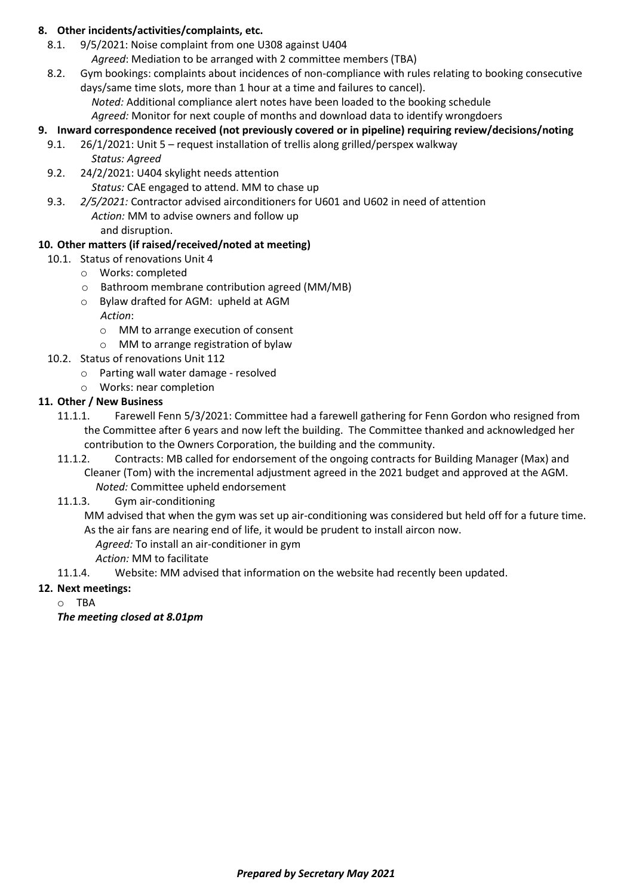**8. Other incidents/activities/complaints, etc.**

8.1. 9/5/2021: Noise complaint from one U308 against U404
   *Agreed*: Mediation to be arranged with 2 committee members (TBA)

8.2. Gym bookings: complaints about incidences of non-compliance with rules relating to booking consecutive days/same time slots, more than 1 hour at a time and failures to cancel).
   *Noted:* Additional compliance alert notes have been loaded to the booking schedule
   *Agreed:* Monitor for next couple of months and download data to identify wrongdoers

**9. Inward correspondence received (not previously covered or in pipeline) requiring review/decisions/noting**

9.1. 26/1/2021: Unit 5 – request installation of trellis along grilled/perspex walkway
   *Status: Agreed*

9.2. 24/2/2021: U404 skylight needs attention
   *Status:* CAE engaged to attend. MM to chase up

9.3. *2/5/2021:* Contractor advised airconditioners for U601 and U602 in need of attention
   *Action:* MM to advise owners and follow up
   and disruption.

**10. Other matters (if raised/received/noted at meeting)**

10.1. Status of renovations Unit 4
   - Works: completed
   - Bathroom membrane contribution agreed (MM/MB)
   - Bylaw drafted for AGM: upheld at AGM
     *Action*:
     - MM to arrange execution of consent
     - MM to arrange registration of bylaw

10.2. Status of renovations Unit 112
   - Parting wall water damage - resolved
   - Works: near completion

**11. Other / New Business**

11.1.1. Farewell Fenn 5/3/2021: Committee had a farewell gathering for Fenn Gordon who resigned from the Committee after 6 years and now left the building. The Committee thanked and acknowledged her contribution to the Owners Corporation, the building and the community.

11.1.2. Contracts: MB called for endorsement of the ongoing contracts for Building Manager (Max) and Cleaner (Tom) with the incremental adjustment agreed in the 2021 budget and approved at the AGM.
   *Noted:* Committee upheld endorsement

11.1.3. Gym air-conditioning
   MM advised that when the gym was set up air-conditioning was considered but held off for a future time. As the air fans are nearing end of life, it would be prudent to install aircon now.
   *Agreed:* To install an air-conditioner in gym
   *Action:* MM to facilitate

11.1.4. Website: MM advised that information on the website had recently been updated.

**12. Next meetings:**
   - TBA

***The meeting closed at 8.01pm***

***Prepared by Secretary May 2021***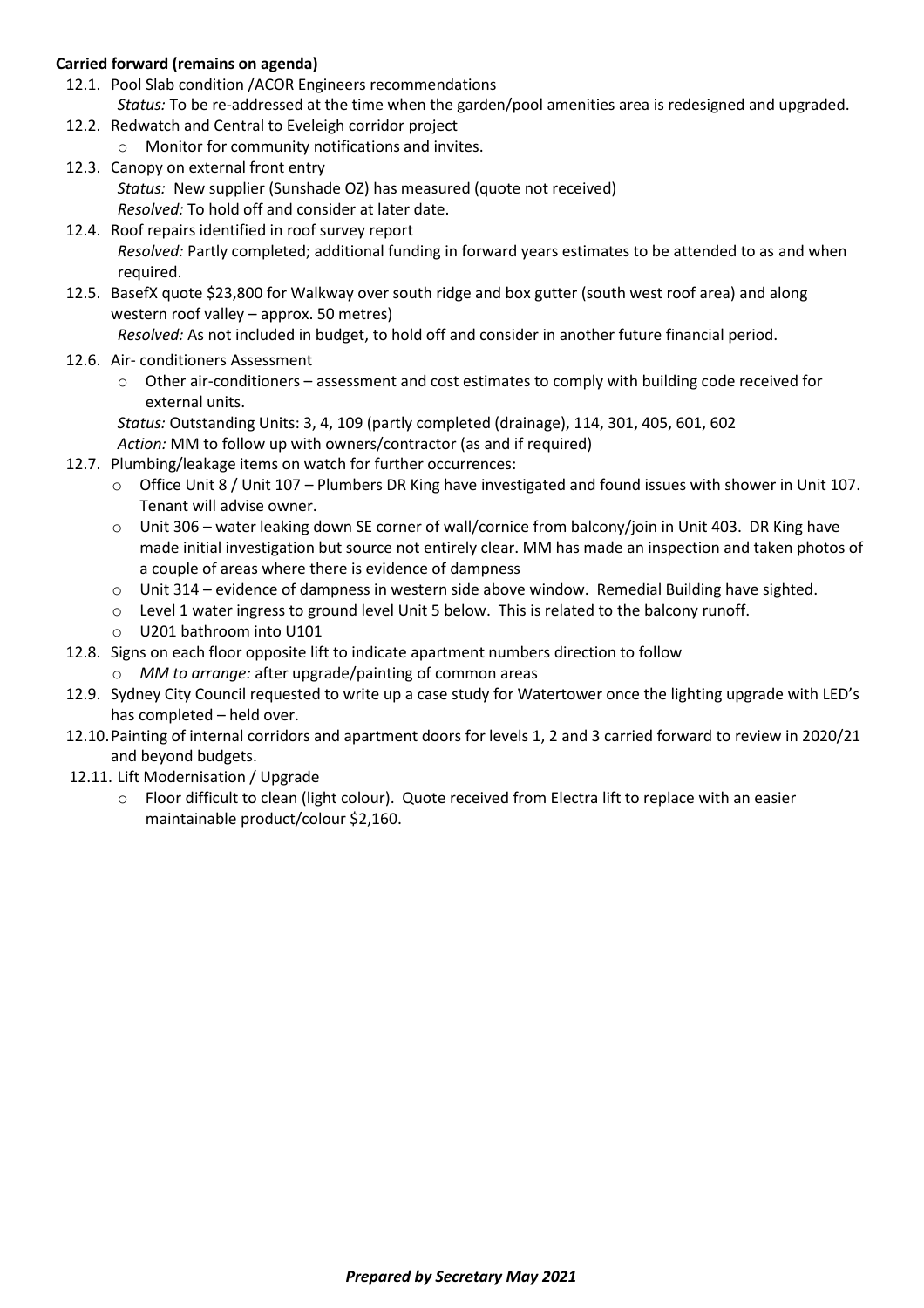**Carried forward (remains on agenda)**

12.1. Pool Slab condition /ACOR Engineers recommendations
  *Status:* To be re-addressed at the time when the garden/pool amenities area is redesigned and upgraded.

12.2. Redwatch and Central to Eveleigh corridor project
  - Monitor for community notifications and invites.

12.3. Canopy on external front entry
  *Status:* New supplier (Sunshade OZ) has measured (quote not received)
  *Resolved:* To hold off and consider at later date.

12.4. Roof repairs identified in roof survey report
  *Resolved:* Partly completed; additional funding in forward years estimates to be attended to as and when required.

12.5. BasefX quote $23,800 for Walkway over south ridge and box gutter (south west roof area) and along western roof valley – approx. 50 metres)
  *Resolved:* As not included in budget, to hold off and consider in another future financial period.

12.6. Air- conditioners Assessment
  - Other air-conditioners – assessment and cost estimates to comply with building code received for external units.

  *Status:* Outstanding Units: 3, 4, 109 (partly completed (drainage), 114, 301, 405, 601, 602
  *Action:* MM to follow up with owners/contractor (as and if required)

12.7. Plumbing/leakage items on watch for further occurrences:
  - Office Unit 8 / Unit 107 – Plumbers DR King have investigated and found issues with shower in Unit 107. Tenant will advise owner.
  - Unit 306 – water leaking down SE corner of wall/cornice from balcony/join in Unit 403. DR King have made initial investigation but source not entirely clear. MM has made an inspection and taken photos of a couple of areas where there is evidence of dampness
  - Unit 314 – evidence of dampness in western side above window. Remedial Building have sighted.
  - Level 1 water ingress to ground level Unit 5 below. This is related to the balcony runoff.
  - U201 bathroom into U101

12.8. Signs on each floor opposite lift to indicate apartment numbers direction to follow
  - *MM to arrange:* after upgrade/painting of common areas

12.9. Sydney City Council requested to write up a case study for Watertower once the lighting upgrade with LED's has completed – held over.

12.10. Painting of internal corridors and apartment doors for levels 1, 2 and 3 carried forward to review in 2020/21 and beyond budgets.

12.11. Lift Modernisation / Upgrade
  - Floor difficult to clean (light colour). Quote received from Electra lift to replace with an easier maintainable product/colour $2,160.

***Prepared by Secretary May 2021***